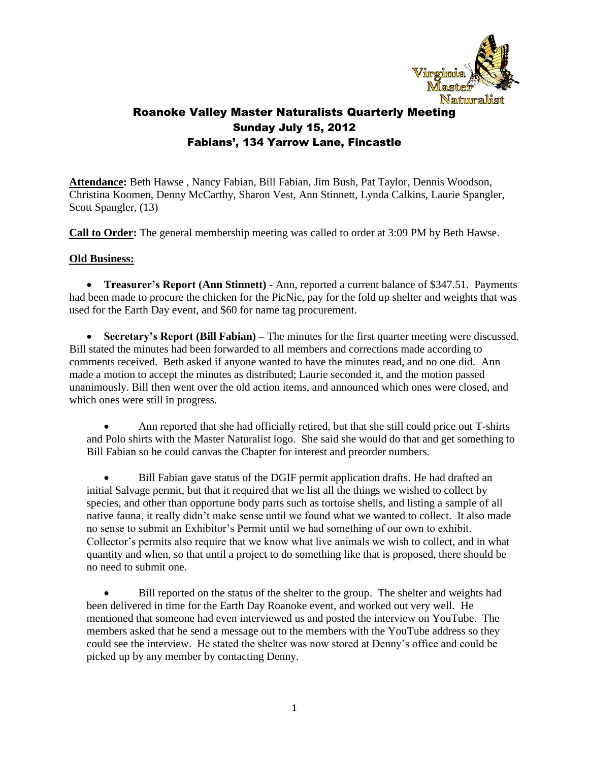# Roanoke Valley Master Naturalists Quarterly Meeting
## Sunday July 15, 2012
## Fabians', 134 Yarrow Lane, Fincastle

**Attendance:** Beth Hawse , Nancy Fabian, Bill Fabian, Jim Bush, Pat Taylor, Dennis Woodson, Christina Koomen, Denny McCarthy, Sharon Vest, Ann Stinnett, Lynda Calkins, Laurie Spangler, Scott Spangler, (13)

**Call to Order:** The general membership meeting was called to order at 3:09 PM by Beth Hawse.

**Old Business:**

- **Treasurer's Report (Ann Stinnett) -** Ann, reported a current balance of $347.51. Payments had been made to procure the chicken for the PicNic, pay for the fold up shelter and weights that was used for the Earth Day event, and $60 for name tag procurement.

- **Secretary's Report (Bill Fabian) –** The minutes for the first quarter meeting were discussed. Bill stated the minutes had been forwarded to all members and corrections made according to comments received. Beth asked if anyone wanted to have the minutes read, and no one did. Ann made a motion to accept the minutes as distributed; Laurie seconded it, and the motion passed unanimously. Bill then went over the old action items, and announced which ones were closed, and which ones were still in progress.

  - Ann reported that she had officially retired, but that she still could price out T-shirts and Polo shirts with the Master Naturalist logo. She said she would do that and get something to Bill Fabian so he could canvas the Chapter for interest and preorder numbers.

  - Bill Fabian gave status of the DGIF permit application drafts. He had drafted an initial Salvage permit, but that it required that we list all the things we wished to collect by species, and other than opportune body parts such as tortoise shells, and listing a sample of all native fauna, it really didn't make sense until we found what we wanted to collect. It also made no sense to submit an Exhibitor's Permit until we had something of our own to exhibit. Collector's permits also require that we know what live animals we wish to collect, and in what quantity and when, so that until a project to do something like that is proposed, there should be no need to submit one.

  - Bill reported on the status of the shelter to the group. The shelter and weights had been delivered in time for the Earth Day Roanoke event, and worked out very well. He mentioned that someone had even interviewed us and posted the interview on YouTube. The members asked that he send a message out to the members with the YouTube address so they could see the interview. He stated the shelter was now stored at Denny's office and could be picked up by any member by contacting Denny.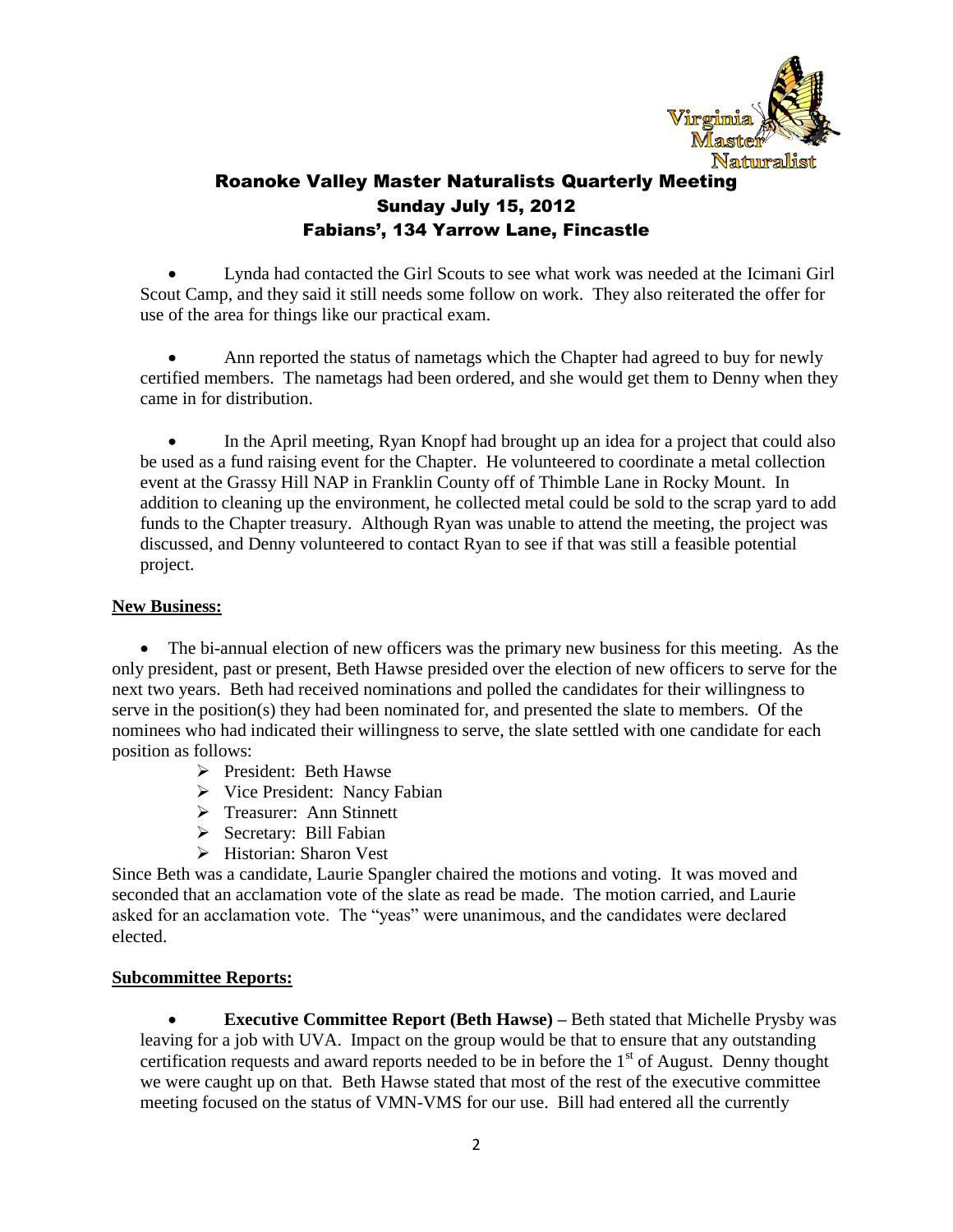# Roanoke Valley Master Naturalists Quarterly Meeting
## Sunday July 15, 2012
## Fabians', 134 Yarrow Lane, Fincastle

- Lynda had contacted the Girl Scouts to see what work was needed at the Icimani Girl Scout Camp, and they said it still needs some follow on work. They also reiterated the offer for use of the area for things like our practical exam.

- Ann reported the status of nametags which the Chapter had agreed to buy for newly certified members. The nametags had been ordered, and she would get them to Denny when they came in for distribution.

- In the April meeting, Ryan Knopf had brought up an idea for a project that could also be used as a fund raising event for the Chapter. He volunteered to coordinate a metal collection event at the Grassy Hill NAP in Franklin County off of Thimble Lane in Rocky Mount. In addition to cleaning up the environment, he collected metal could be sold to the scrap yard to add funds to the Chapter treasury. Although Ryan was unable to attend the meeting, the project was discussed, and Denny volunteered to contact Ryan to see if that was still a feasible potential project.

**New Business:**

- The bi-annual election of new officers was the primary new business for this meeting. As the only president, past or present, Beth Hawse presided over the election of new officers to serve for the next two years. Beth had received nominations and polled the candidates for their willingness to serve in the position(s) they had been nominated for, and presented the slate to members. Of the nominees who had indicated their willingness to serve, the slate settled with one candidate for each position as follows:
  - President: Beth Hawse
  - Vice President: Nancy Fabian
  - Treasurer: Ann Stinnett
  - Secretary: Bill Fabian
  - Historian: Sharon Vest

Since Beth was a candidate, Laurie Spangler chaired the motions and voting. It was moved and seconded that an acclamation vote of the slate as read be made. The motion carried, and Laurie asked for an acclamation vote. The "yeas" were unanimous, and the candidates were declared elected.

**Subcommittee Reports:**

- **Executive Committee Report (Beth Hawse) –** Beth stated that Michelle Prysby was leaving for a job with UVA. Impact on the group would be that to ensure that any outstanding certification requests and award reports needed to be in before the 1st of August. Denny thought we were caught up on that. Beth Hawse stated that most of the rest of the executive committee meeting focused on the status of VMN-VMS for our use. Bill had entered all the currently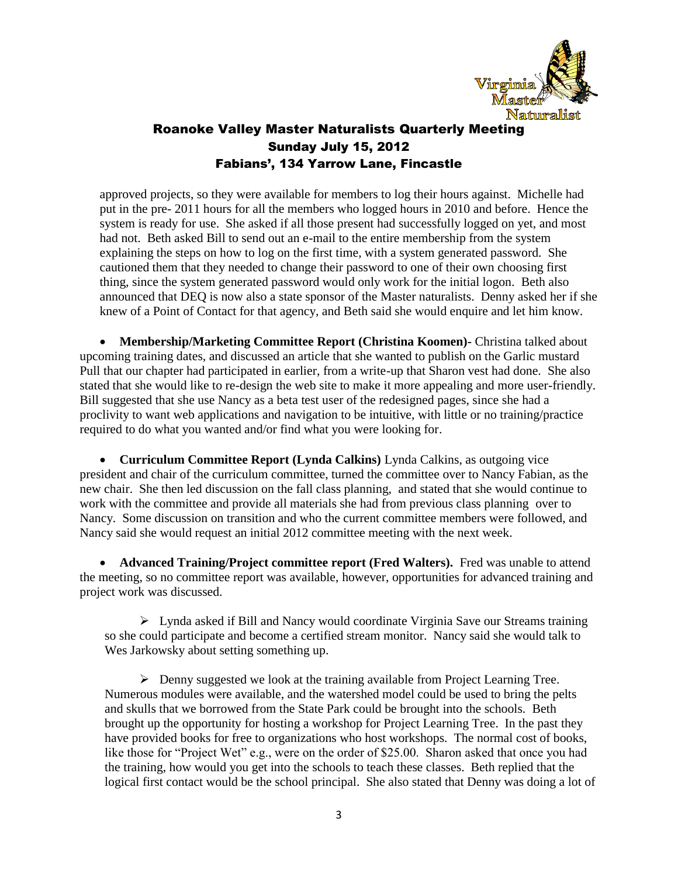# Roanoke Valley Master Naturalists Quarterly Meeting
## Sunday July 15, 2012
## Fabians', 134 Yarrow Lane, Fincastle

approved projects, so they were available for members to log their hours against. Michelle had put in the pre- 2011 hours for all the members who logged hours in 2010 and before. Hence the system is ready for use. She asked if all those present had successfully logged on yet, and most had not. Beth asked Bill to send out an e-mail to the entire membership from the system explaining the steps on how to log on the first time, with a system generated password. She cautioned them that they needed to change their password to one of their own choosing first thing, since the system generated password would only work for the initial logon. Beth also announced that DEQ is now also a state sponsor of the Master naturalists. Denny asked her if she knew of a Point of Contact for that agency, and Beth said she would enquire and let him know.

- **Membership/Marketing Committee Report (Christina Koomen)**- Christina talked about upcoming training dates, and discussed an article that she wanted to publish on the Garlic mustard Pull that our chapter had participated in earlier, from a write-up that Sharon vest had done. She also stated that she would like to re-design the web site to make it more appealing and more user-friendly. Bill suggested that she use Nancy as a beta test user of the redesigned pages, since she had a proclivity to want web applications and navigation to be intuitive, with little or no training/practice required to do what you wanted and/or find what you were looking for.

- **Curriculum Committee Report (Lynda Calkins)** Lynda Calkins, as outgoing vice president and chair of the curriculum committee, turned the committee over to Nancy Fabian, as the new chair. She then led discussion on the fall class planning, and stated that she would continue to work with the committee and provide all materials she had from previous class planning over to Nancy. Some discussion on transition and who the current committee members were followed, and Nancy said she would request an initial 2012 committee meeting with the next week.

- **Advanced Training/Project committee report (Fred Walters).** Fred was unable to attend the meeting, so no committee report was available, however, opportunities for advanced training and project work was discussed.

  - Lynda asked if Bill and Nancy would coordinate Virginia Save our Streams training so she could participate and become a certified stream monitor. Nancy said she would talk to Wes Jarkowsky about setting something up.

  - Denny suggested we look at the training available from Project Learning Tree. Numerous modules were available, and the watershed model could be used to bring the pelts and skulls that we borrowed from the State Park could be brought into the schools. Beth brought up the opportunity for hosting a workshop for Project Learning Tree. In the past they have provided books for free to organizations who host workshops. The normal cost of books, like those for "Project Wet" e.g., were on the order of $25.00. Sharon asked that once you had the training, how would you get into the schools to teach these classes. Beth replied that the logical first contact would be the school principal. She also stated that Denny was doing a lot of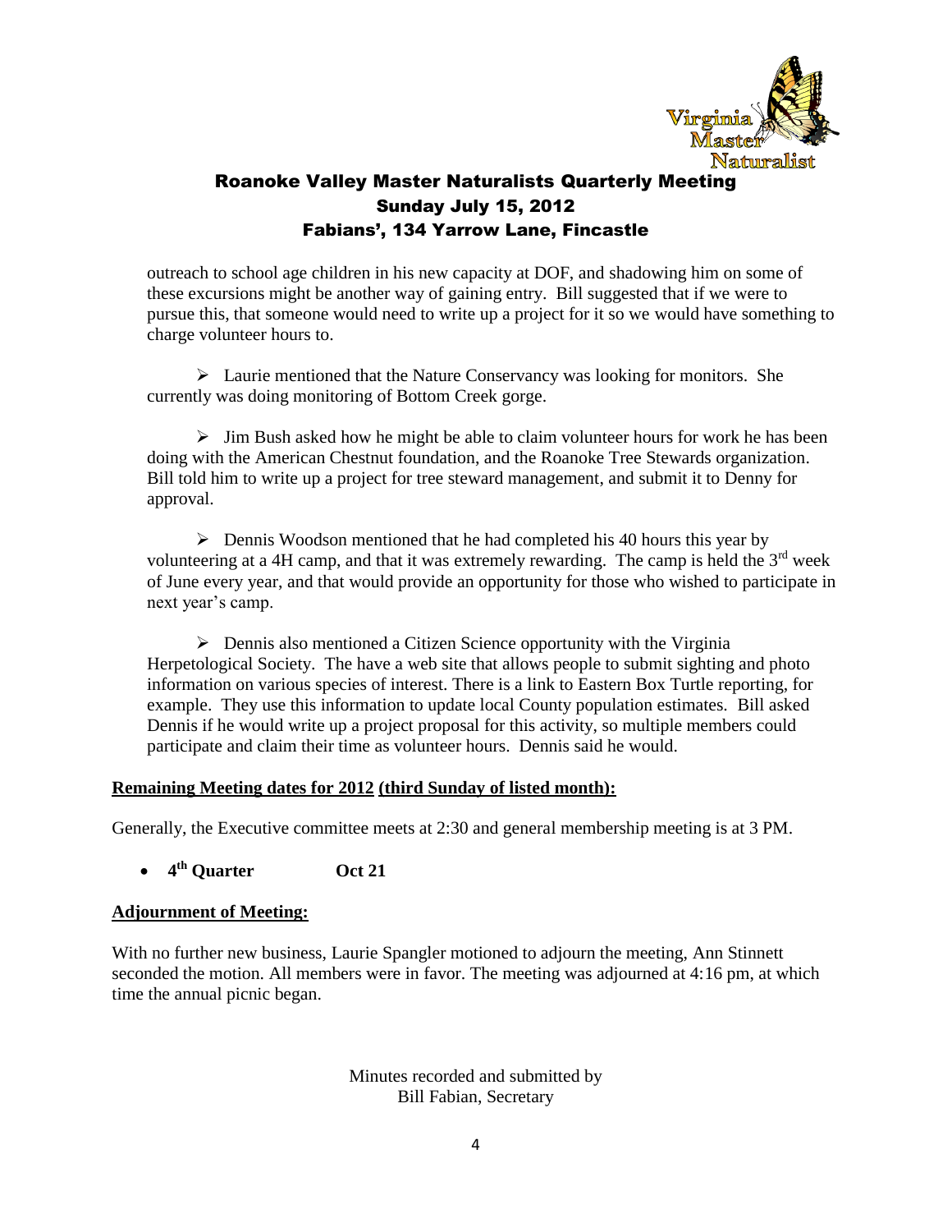# Roanoke Valley Master Naturalists Quarterly Meeting
## Sunday July 15, 2012
## Fabians', 134 Yarrow Lane, Fincastle

outreach to school age children in his new capacity at DOF, and shadowing him on some of these excursions might be another way of gaining entry. Bill suggested that if we were to pursue this, that someone would need to write up a project for it so we would have something to charge volunteer hours to.

- Laurie mentioned that the Nature Conservancy was looking for monitors. She currently was doing monitoring of Bottom Creek gorge.

- Jim Bush asked how he might be able to claim volunteer hours for work he has been doing with the American Chestnut foundation, and the Roanoke Tree Stewards organization. Bill told him to write up a project for tree steward management, and submit it to Denny for approval.

- Dennis Woodson mentioned that he had completed his 40 hours this year by volunteering at a 4H camp, and that it was extremely rewarding. The camp is held the 3rd week of June every year, and that would provide an opportunity for those who wished to participate in next year's camp.

- Dennis also mentioned a Citizen Science opportunity with the Virginia Herpetological Society. The have a web site that allows people to submit sighting and photo information on various species of interest. There is a link to Eastern Box Turtle reporting, for example. They use this information to update local County population estimates. Bill asked Dennis if he would write up a project proposal for this activity, so multiple members could participate and claim their time as volunteer hours. Dennis said he would.

**Remaining Meeting dates for 2012 (third Sunday of listed month):**

Generally, the Executive committee meets at 2:30 and general membership meeting is at 3 PM.

- **4th Quarter Oct 21**

**Adjournment of Meeting:**

With no further new business, Laurie Spangler motioned to adjourn the meeting, Ann Stinnett seconded the motion. All members were in favor. The meeting was adjourned at 4:16 pm, at which time the annual picnic began.

Minutes recorded and submitted by
Bill Fabian, Secretary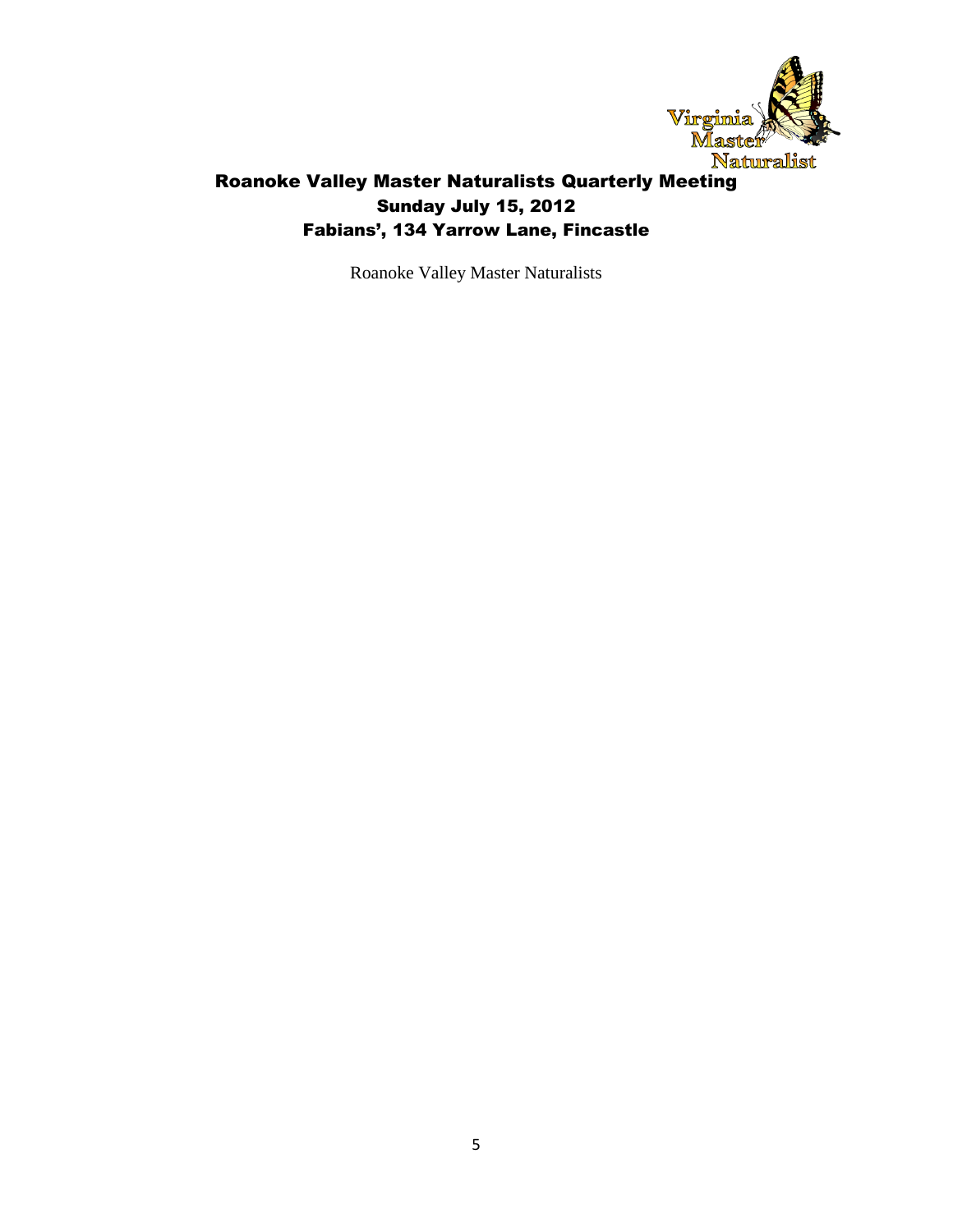# Roanoke Valley Master Naturalists Quarterly Meeting

## Sunday July 15, 2012

## Fabians', 134 Yarrow Lane, Fincastle

Roanoke Valley Master Naturalists